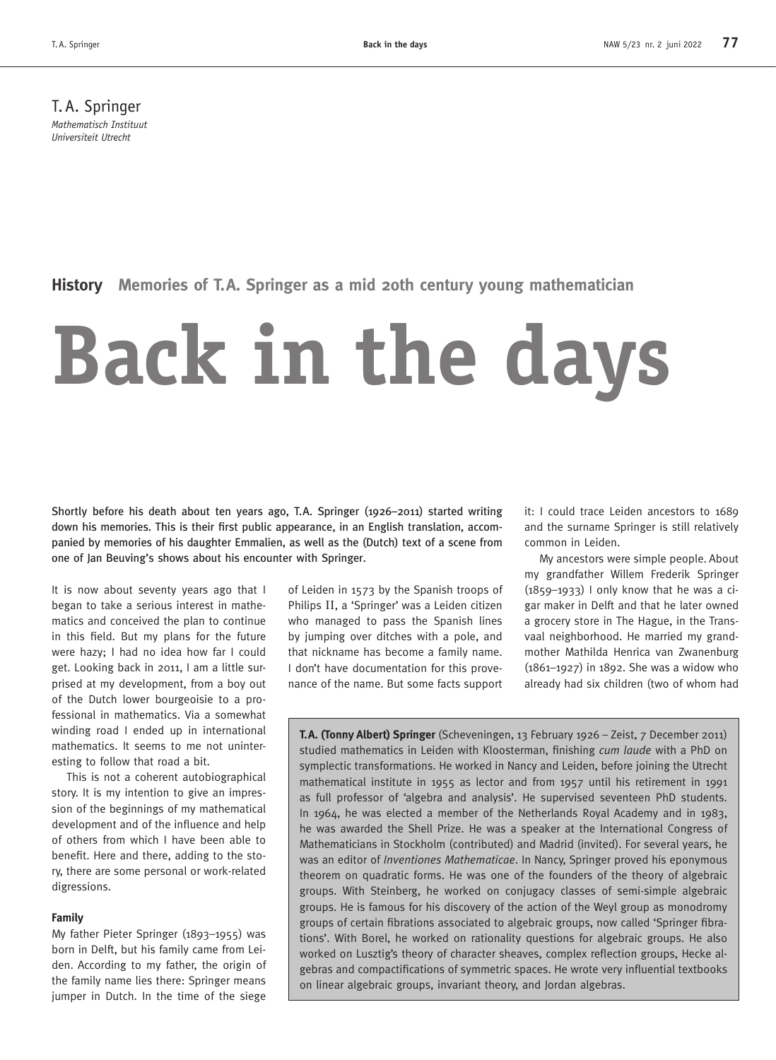T.A. Springer
*Mathematisch Instituut*
*Universiteit Utrecht*

**History** Memories of T.A. Springer as a mid 20th century young mathematician

# Back in the days

**Shortly before his death about ten years ago, T.A. Springer (1926–2011) started writing down his memories. This is their first public appearance, in an English translation, accompanied by memories of his daughter Emmalien, as well as the (Dutch) text of a scene from one of Jan Beuving's shows about his encounter with Springer.**

It is now about seventy years ago that I began to take a serious interest in mathematics and conceived the plan to continue in this field. But my plans for the future were hazy; I had no idea how far I could get. Looking back in 2011, I am a little surprised at my development, from a boy out of the Dutch lower bourgeoisie to a professional in mathematics. Via a somewhat winding road I ended up in international mathematics. It seems to me not uninteresting to follow that road a bit.

This is not a coherent autobiographical story. It is my intention to give an impression of the beginnings of my mathematical development and of the influence and help of others from which I have been able to benefit. Here and there, adding to the story, there are some personal or work-related digressions.

### Family

My father Pieter Springer (1893–1955) was born in Delft, but his family came from Leiden. According to my father, the origin of the family name lies there: Springer means jumper in Dutch. In the time of the siege of Leiden in 1573 by the Spanish troops of Philips II, a 'Springer' was a Leiden citizen who managed to pass the Spanish lines by jumping over ditches with a pole, and that nickname has become a family name. I don't have documentation for this provenance of the name. But some facts support it: I could trace Leiden ancestors to 1689 and the surname Springer is still relatively common in Leiden.

My ancestors were simple people. About my grandfather Willem Frederik Springer (1859–1933) I only know that he was a cigar maker in Delft and that he later owned a grocery store in The Hague, in the Transvaal neighborhood. He married my grandmother Mathilda Henrica van Zwanenburg (1861–1927) in 1892. She was a widow who already had six children (two of whom had

**T.A. (Tonny Albert) Springer** (Scheveningen, 13 February 1926 – Zeist, 7 December 2011) studied mathematics in Leiden with Kloosterman, finishing *cum laude* with a PhD on symplectic transformations. He worked in Nancy and Leiden, before joining the Utrecht mathematical institute in 1955 as lector and from 1957 until his retirement in 1991 as full professor of 'algebra and analysis'. He supervised seventeen PhD students. In 1964, he was elected a member of the Netherlands Royal Academy and in 1983, he was awarded the Shell Prize. He was a speaker at the International Congress of Mathematicians in Stockholm (contributed) and Madrid (invited). For several years, he was an editor of *Inventiones Mathematicae*. In Nancy, Springer proved his eponymous theorem on quadratic forms. He was one of the founders of the theory of algebraic groups. With Steinberg, he worked on conjugacy classes of semi-simple algebraic groups. He is famous for his discovery of the action of the Weyl group as monodromy groups of certain fibrations associated to algebraic groups, now called 'Springer fibrations'. With Borel, he worked on rationality questions for algebraic groups. He also worked on Lusztig's theory of character sheaves, complex reflection groups, Hecke algebras and compactifications of symmetric spaces. He wrote very influential textbooks on linear algebraic groups, invariant theory, and Jordan algebras.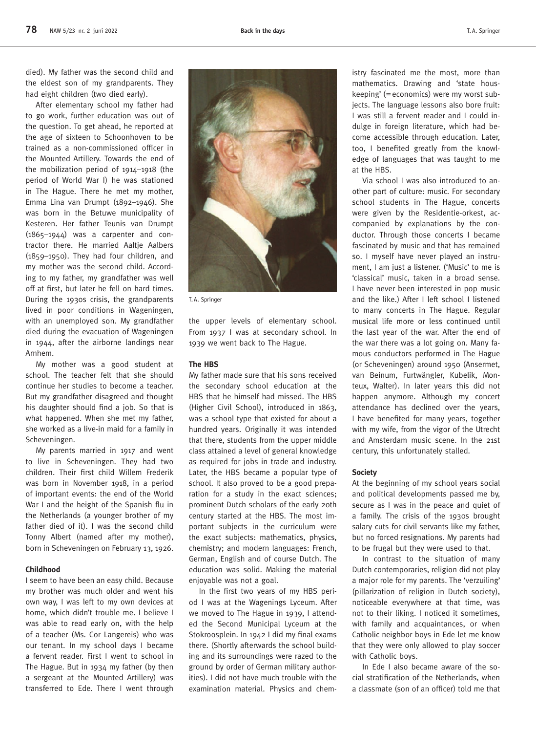died). My father was the second child and the eldest son of my grandparents. They had eight children (two died early).

After elementary school my father had to go work, further education was out of the question. To get ahead, he reported at the age of sixteen to Schoonhoven to be trained as a non-commissioned officer in the Mounted Artillery. Towards the end of the mobilization period of 1914–1918 (the period of World War I) he was stationed in The Hague. There he met my mother, Emma Lina van Drumpt (1892–1946). She was born in the Betuwe municipality of Kesteren. Her father Teunis van Drumpt (1865–1944) was a carpenter and contractor there. He married Aaltje Aalbers (1859–1950). They had four children, and my mother was the second child. According to my father, my grandfather was well off at first, but later he fell on hard times. During the 1930s crisis, the grandparents lived in poor conditions in Wageningen, with an unemployed son. My grandfather died during the evacuation of Wageningen in 1944, after the airborne landings near Arnhem.

My mother was a good student at school. The teacher felt that she should continue her studies to become a teacher. But my grandfather disagreed and thought his daughter should find a job. So that is what happened. When she met my father, she worked as a live-in maid for a family in Scheveningen.

My parents married in 1917 and went to live in Scheveningen. They had two children. Their first child Willem Frederik was born in November 1918, in a period of important events: the end of the World War I and the height of the Spanish flu in the Netherlands (a younger brother of my father died of it). I was the second child Tonny Albert (named after my mother), born in Scheveningen on February 13, 1926.

### Childhood

I seem to have been an easy child. Because my brother was much older and went his own way, I was left to my own devices at home, which didn't trouble me. I believe I was able to read early on, with the help of a teacher (Ms. Cor Langereis) who was our tenant. In my school days I became a fervent reader. First I went to school in The Hague. But in 1934 my father (by then a sergeant at the Mounted Artillery) was transferred to Ede. There I went through

T.A. Springer

the upper levels of elementary school. From 1937 I was at secondary school. In 1939 we went back to The Hague.

### The HBS

My father made sure that his sons received the secondary school education at the HBS that he himself had missed. The HBS (Higher Civil School), introduced in 1863, was a school type that existed for about a hundred years. Originally it was intended that there, students from the upper middle class attained a level of general knowledge as required for jobs in trade and industry. Later, the HBS became a popular type of school. It also proved to be a good preparation for a study in the exact sciences; prominent Dutch scholars of the early 20th century started at the HBS. The most important subjects in the curriculum were the exact subjects: mathematics, physics, chemistry; and modern languages: French, German, English and of course Dutch. The education was solid. Making the material enjoyable was not a goal.

In the first two years of my HBS period I was at the Wagenings Lyceum. After we moved to The Hague in 1939, I attended the Second Municipal Lyceum at the Stokroosplein. In 1942 I did my final exams there. (Shortly afterwards the school building and its surroundings were razed to the ground by order of German military authorities). I did not have much trouble with the examination material. Physics and chemistry fascinated me the most, more than mathematics. Drawing and 'state houskeeping' (= economics) were my worst subjects. The language lessons also bore fruit: I was still a fervent reader and I could indulge in foreign literature, which had become accessible through education. Later, too, I benefited greatly from the knowledge of languages that was taught to me at the HBS.

Via school I was also introduced to another part of culture: music. For secondary school students in The Hague, concerts were given by the Residentie-orkest, accompanied by explanations by the conductor. Through those concerts I became fascinated by music and that has remained so. I myself have never played an instrument, I am just a listener. ('Music' to me is 'classical' music, taken in a broad sense. I have never been interested in pop music and the like.) After I left school I listened to many concerts in The Hague. Regular musical life more or less continued until the last year of the war. After the end of the war there was a lot going on. Many famous conductors performed in The Hague (or Scheveningen) around 1950 (Ansermet, van Beinum, Furtwängler, Kubelik, Monteux, Walter). In later years this did not happen anymore. Although my concert attendance has declined over the years, I have benefited for many years, together with my wife, from the vigor of the Utrecht and Amsterdam music scene. In the 21st century, this unfortunately stalled.

### Society

At the beginning of my school years social and political developments passed me by, secure as I was in the peace and quiet of a family. The crisis of the 1930s brought salary cuts for civil servants like my father, but no forced resignations. My parents had to be frugal but they were used to that.

In contrast to the situation of many Dutch contemporaries, religion did not play a major role for my parents. The 'verzuiling' (pillarization of religion in Dutch society), noticeable everywhere at that time, was not to their liking. I noticed it sometimes, with family and acquaintances, or when Catholic neighbor boys in Ede let me know that they were only allowed to play soccer with Catholic boys.

In Ede I also became aware of the social stratification of the Netherlands, when a classmate (son of an officer) told me that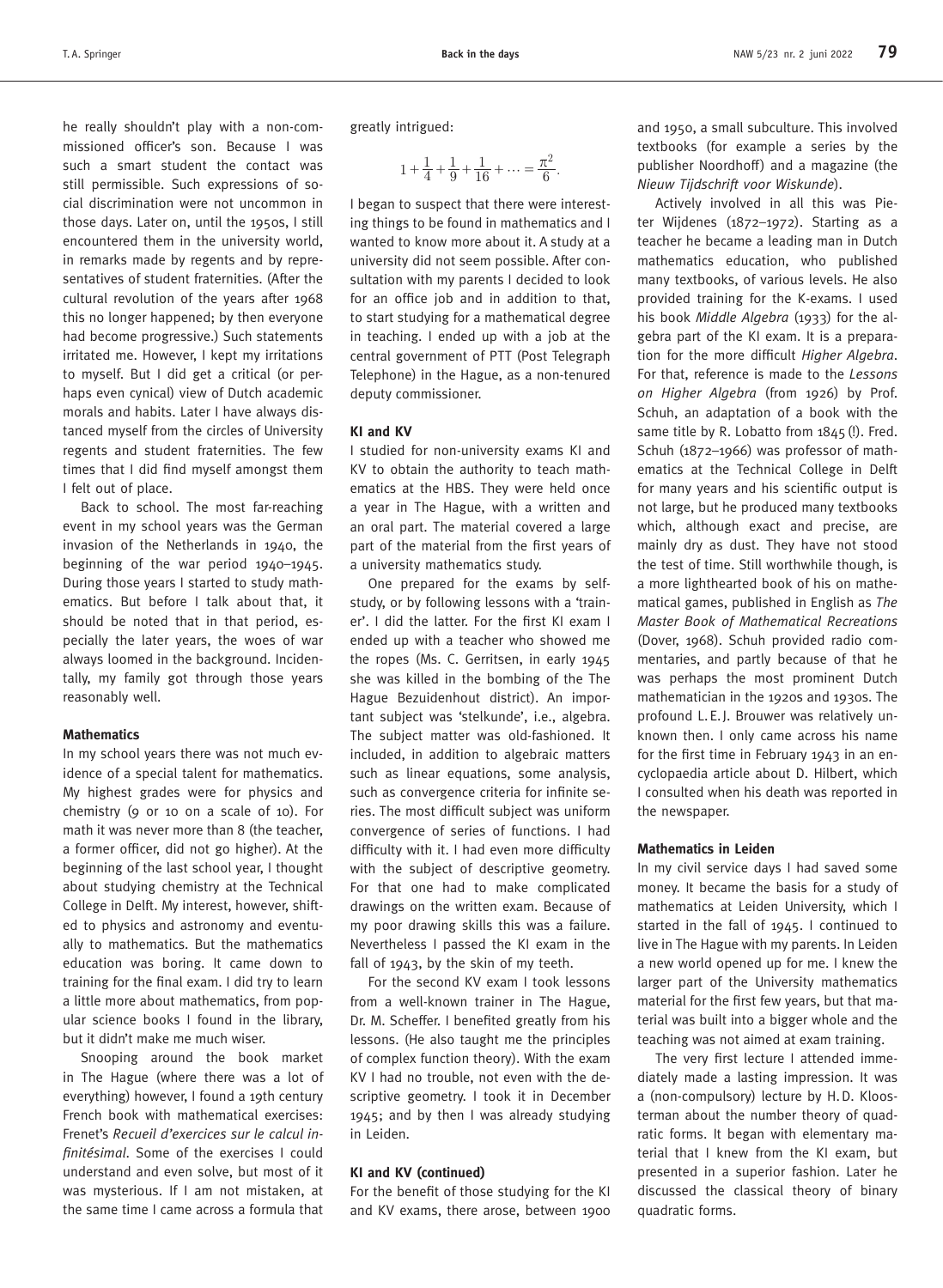he really shouldn't play with a non-commissioned officer's son. Because I was such a smart student the contact was still permissible. Such expressions of social discrimination were not uncommon in those days. Later on, until the 1950s, I still encountered them in the university world, in remarks made by regents and by representatives of student fraternities. (After the cultural revolution of the years after 1968 this no longer happened; by then everyone had become progressive.) Such statements irritated me. However, I kept my irritations to myself. But I did get a critical (or perhaps even cynical) view of Dutch academic morals and habits. Later I have always distanced myself from the circles of University regents and student fraternities. The few times that I did find myself amongst them I felt out of place.

Back to school. The most far-reaching event in my school years was the German invasion of the Netherlands in 1940, the beginning of the war period 1940–1945. During those years I started to study mathematics. But before I talk about that, it should be noted that in that period, especially the later years, the woes of war always loomed in the background. Incidentally, my family got through those years reasonably well.

#### Mathematics

In my school years there was not much evidence of a special talent for mathematics. My highest grades were for physics and chemistry (9 or 10 on a scale of 10). For math it was never more than 8 (the teacher, a former officer, did not go higher). At the beginning of the last school year, I thought about studying chemistry at the Technical College in Delft. My interest, however, shifted to physics and astronomy and eventually to mathematics. But the mathematics education was boring. It came down to training for the final exam. I did try to learn a little more about mathematics, from popular science books I found in the library, but it didn't make me much wiser.

Snooping around the book market in The Hague (where there was a lot of everything) however, I found a 19th century French book with mathematical exercises: Frenet's *Recueil d'exercices sur le calcul infinitésimal*. Some of the exercises I could understand and even solve, but most of it was mysterious. If I am not mistaken, at the same time I came across a formula that greatly intrigued:

$$1+\frac{1}{4}+\frac{1}{9}+\frac{1}{16}+\cdots=\frac{\pi^2}{6}.$$

I began to suspect that there were interesting things to be found in mathematics and I wanted to know more about it. A study at a university did not seem possible. After consultation with my parents I decided to look for an office job and in addition to that, to start studying for a mathematical degree in teaching. I ended up with a job at the central government of PTT (Post Telegraph Telephone) in the Hague, as a non-tenured deputy commissioner.

#### KI and KV

I studied for non-university exams KI and KV to obtain the authority to teach mathematics at the HBS. They were held once a year in The Hague, with a written and an oral part. The material covered a large part of the material from the first years of a university mathematics study.

One prepared for the exams by self-study, or by following lessons with a 'trainer'. I did the latter. For the first KI exam I ended up with a teacher who showed me the ropes (Ms. C. Gerritsen, in early 1945 she was killed in the bombing of the The Hague Bezuidenhout district). An important subject was 'stelkunde', i.e., algebra. The subject matter was old-fashioned. It included, in addition to algebraic matters such as linear equations, some analysis, such as convergence criteria for infinite series. The most difficult subject was uniform convergence of series of functions. I had difficulty with it. I had even more difficulty with the subject of descriptive geometry. For that one had to make complicated drawings on the written exam. Because of my poor drawing skills this was a failure. Nevertheless I passed the KI exam in the fall of 1943, by the skin of my teeth.

For the second KV exam I took lessons from a well-known trainer in The Hague, Dr. M. Scheffer. I benefited greatly from his lessons. (He also taught me the principles of complex function theory). With the exam KV I had no trouble, not even with the descriptive geometry. I took it in December 1945; and by then I was already studying in Leiden.

#### KI and KV (continued)

For the benefit of those studying for the KI and KV exams, there arose, between 1900 and 1950, a small subculture. This involved textbooks (for example a series by the publisher Noordhoff) and a magazine (the *Nieuw Tijdschrift voor Wiskunde*).

Actively involved in all this was Pieter Wijdenes (1872–1972). Starting as a teacher he became a leading man in Dutch mathematics education, who published many textbooks, of various levels. He also provided training for the K-exams. I used his book *Middle Algebra* (1933) for the algebra part of the KI exam. It is a preparation for the more difficult *Higher Algebra*. For that, reference is made to the *Lessons on Higher Algebra* (from 1926) by Prof. Schuh, an adaptation of a book with the same title by R. Lobatto from 1845 (!). Fred. Schuh (1872–1966) was professor of mathematics at the Technical College in Delft for many years and his scientific output is not large, but he produced many textbooks which, although exact and precise, are mainly dry as dust. They have not stood the test of time. Still worthwhile though, is a more lighthearted book of his on mathematical games, published in English as *The Master Book of Mathematical Recreations* (Dover, 1968). Schuh provided radio commentaries, and partly because of that he was perhaps the most prominent Dutch mathematician in the 1920s and 1930s. The profound L.E.J. Brouwer was relatively unknown then. I only came across his name for the first time in February 1943 in an encyclopaedia article about D. Hilbert, which I consulted when his death was reported in the newspaper.

#### Mathematics in Leiden

In my civil service days I had saved some money. It became the basis for a study of mathematics at Leiden University, which I started in the fall of 1945. I continued to live in The Hague with my parents. In Leiden a new world opened up for me. I knew the larger part of the University mathematics material for the first few years, but that material was built into a bigger whole and the teaching was not aimed at exam training.

The very first lecture I attended immediately made a lasting impression. It was a (non-compulsory) lecture by H.D. Kloosterman about the number theory of quadratic forms. It began with elementary material that I knew from the KI exam, but presented in a superior fashion. Later he discussed the classical theory of binary quadratic forms.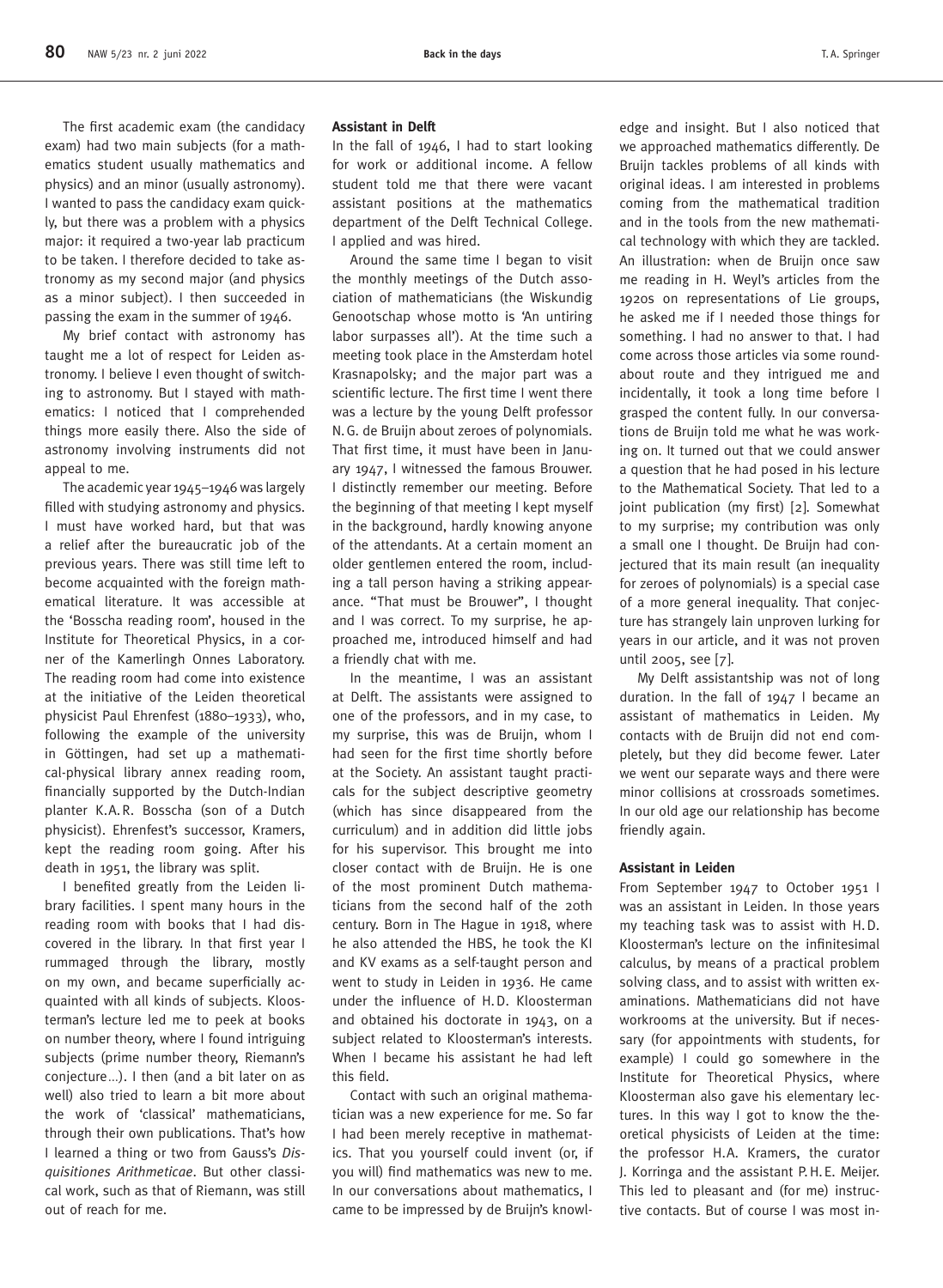The first academic exam (the candidacy exam) had two main subjects (for a mathematics student usually mathematics and physics) and an minor (usually astronomy). I wanted to pass the candidacy exam quickly, but there was a problem with a physics major: it required a two-year lab practicum to be taken. I therefore decided to take astronomy as my second major (and physics as a minor subject). I then succeeded in passing the exam in the summer of 1946.

My brief contact with astronomy has taught me a lot of respect for Leiden astronomy. I believe I even thought of switching to astronomy. But I stayed with mathematics: I noticed that I comprehended things more easily there. Also the side of astronomy involving instruments did not appeal to me.

The academic year 1945–1946 was largely filled with studying astronomy and physics. I must have worked hard, but that was a relief after the bureaucratic job of the previous years. There was still time left to become acquainted with the foreign mathematical literature. It was accessible at the 'Bosscha reading room', housed in the Institute for Theoretical Physics, in a corner of the Kamerlingh Onnes Laboratory. The reading room had come into existence at the initiative of the Leiden theoretical physicist Paul Ehrenfest (1880–1933), who, following the example of the university in Göttingen, had set up a mathematical-physical library annex reading room, financially supported by the Dutch-Indian planter K.A.R. Bosscha (son of a Dutch physicist). Ehrenfest's successor, Kramers, kept the reading room going. After his death in 1951, the library was split.

I benefited greatly from the Leiden library facilities. I spent many hours in the reading room with books that I had discovered in the library. In that first year I rummaged through the library, mostly on my own, and became superficially acquainted with all kinds of subjects. Kloosterman's lecture led me to peek at books on number theory, where I found intriguing subjects (prime number theory, Riemann's conjecture…). I then (and a bit later on as well) also tried to learn a bit more about the work of 'classical' mathematicians, through their own publications. That's how I learned a thing or two from Gauss's *Disquisitiones Arithmeticae*. But other classical work, such as that of Riemann, was still out of reach for me.

**Assistant in Delft**

In the fall of 1946, I had to start looking for work or additional income. A fellow student told me that there were vacant assistant positions at the mathematics department of the Delft Technical College. I applied and was hired.

Around the same time I began to visit the monthly meetings of the Dutch association of mathematicians (the Wiskundig Genootschap whose motto is 'An untiring labor surpasses all'). At the time such a meeting took place in the Amsterdam hotel Krasnapolsky; and the major part was a scientific lecture. The first time I went there was a lecture by the young Delft professor N.G. de Bruijn about zeroes of polynomials. That first time, it must have been in January 1947, I witnessed the famous Brouwer. I distinctly remember our meeting. Before the beginning of that meeting I kept myself in the background, hardly knowing anyone of the attendants. At a certain moment an older gentlemen entered the room, including a tall person having a striking appearance. "That must be Brouwer", I thought and I was correct. To my surprise, he approached me, introduced himself and had a friendly chat with me.

In the meantime, I was an assistant at Delft. The assistants were assigned to one of the professors, and in my case, to my surprise, this was de Bruijn, whom I had seen for the first time shortly before at the Society. An assistant taught practicals for the subject descriptive geometry (which has since disappeared from the curriculum) and in addition did little jobs for his supervisor. This brought me into closer contact with de Bruijn. He is one of the most prominent Dutch mathematicians from the second half of the 20th century. Born in The Hague in 1918, where he also attended the HBS, he took the KI and KV exams as a self-taught person and went to study in Leiden in 1936. He came under the influence of H.D. Kloosterman and obtained his doctorate in 1943, on a subject related to Kloosterman's interests. When I became his assistant he had left this field.

Contact with such an original mathematician was a new experience for me. So far I had been merely receptive in mathematics. That you yourself could invent (or, if you will) find mathematics was new to me. In our conversations about mathematics, I came to be impressed by de Bruijn's knowledge and insight. But I also noticed that we approached mathematics differently. De Bruijn tackles problems of all kinds with original ideas. I am interested in problems coming from the mathematical tradition and in the tools from the new mathematical technology with which they are tackled. An illustration: when de Bruijn once saw me reading in H. Weyl's articles from the 1920s on representations of Lie groups, he asked me if I needed those things for something. I had no answer to that. I had come across those articles via some roundabout route and they intrigued me and incidentally, it took a long time before I grasped the content fully. In our conversations de Bruijn told me what he was working on. It turned out that we could answer a question that he had posed in his lecture to the Mathematical Society. That led to a joint publication (my first) [2]. Somewhat to my surprise; my contribution was only a small one I thought. De Bruijn had conjectured that its main result (an inequality for zeroes of polynomials) is a special case of a more general inequality. That conjecture has strangely lain unproven lurking for years in our article, and it was not proven until 2005, see [7].

My Delft assistantship was not of long duration. In the fall of 1947 I became an assistant of mathematics in Leiden. My contacts with de Bruijn did not end completely, but they did become fewer. Later we went our separate ways and there were minor collisions at crossroads sometimes. In our old age our relationship has become friendly again.

**Assistant in Leiden**

From September 1947 to October 1951 I was an assistant in Leiden. In those years my teaching task was to assist with H.D. Kloosterman's lecture on the infinitesimal calculus, by means of a practical problem solving class, and to assist with written examinations. Mathematicians did not have workrooms at the university. But if necessary (for appointments with students, for example) I could go somewhere in the Institute for Theoretical Physics, where Kloosterman also gave his elementary lectures. In this way I got to know the theoretical physicists of Leiden at the time: the professor H.A. Kramers, the curator J. Korringa and the assistant P.H.E. Meijer. This led to pleasant and (for me) instructive contacts. But of course I was most in-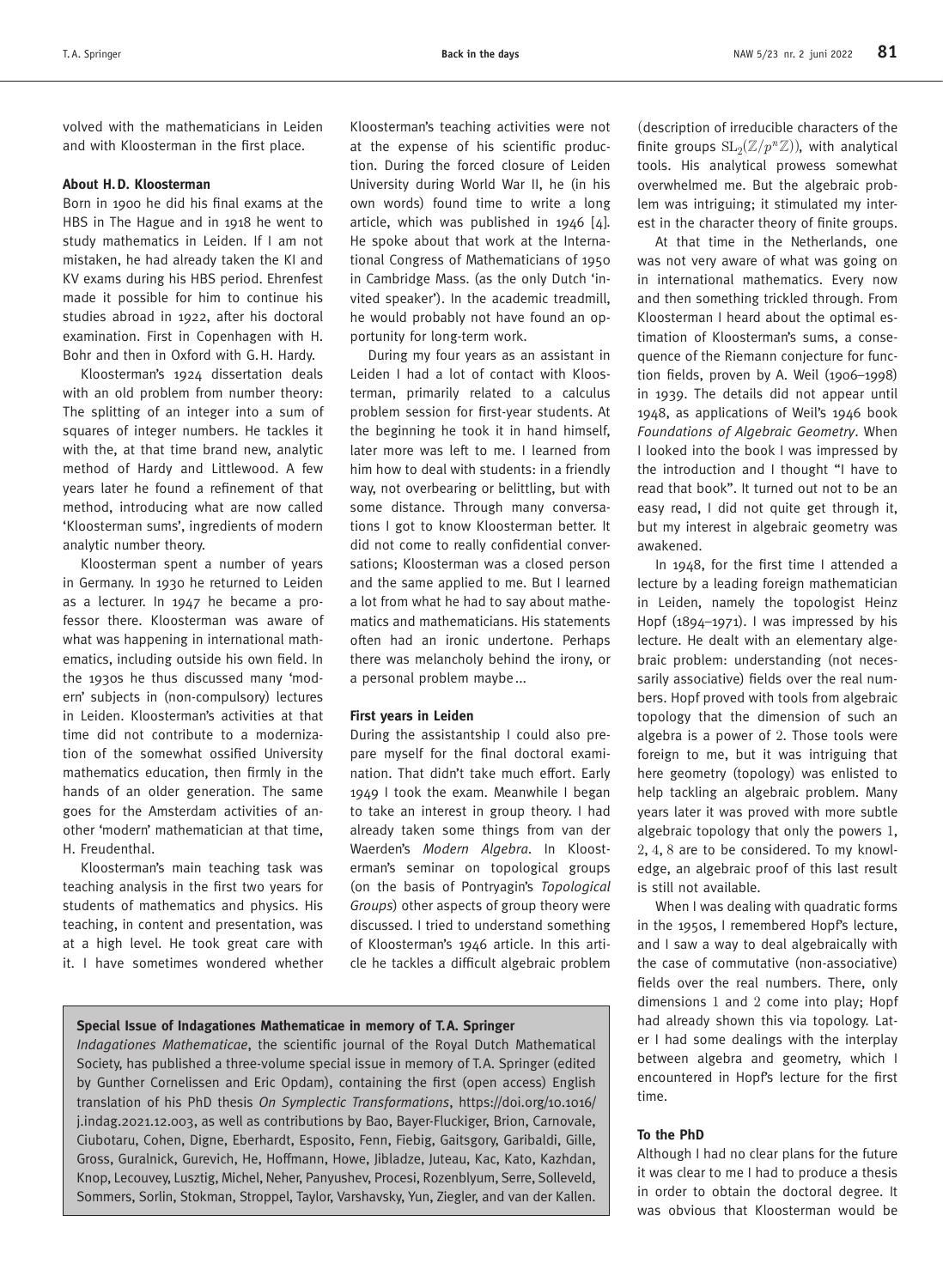volved with the mathematicians in Leiden and with Kloosterman in the first place.

### About H.D. Kloosterman

Born in 1900 he did his final exams at the HBS in The Hague and in 1918 he went to study mathematics in Leiden. If I am not mistaken, he had already taken the KI and KV exams during his HBS period. Ehrenfest made it possible for him to continue his studies abroad in 1922, after his doctoral examination. First in Copenhagen with H. Bohr and then in Oxford with G.H. Hardy.

Kloosterman's 1924 dissertation deals with an old problem from number theory: The splitting of an integer into a sum of squares of integer numbers. He tackles it with the, at that time brand new, analytic method of Hardy and Littlewood. A few years later he found a refinement of that method, introducing what are now called 'Kloosterman sums', ingredients of modern analytic number theory.

Kloosterman spent a number of years in Germany. In 1930 he returned to Leiden as a lecturer. In 1947 he became a professor there. Kloosterman was aware of what was happening in international mathematics, including outside his own field. In the 1930s he thus discussed many 'modern' subjects in (non-compulsory) lectures in Leiden. Kloosterman's activities at that time did not contribute to a modernization of the somewhat ossified University mathematics education, then firmly in the hands of an older generation. The same goes for the Amsterdam activities of another 'modern' mathematician at that time, H. Freudenthal.

Kloosterman's main teaching task was teaching analysis in the first two years for students of mathematics and physics. His teaching, in content and presentation, was at a high level. He took great care with it. I have sometimes wondered whether Kloosterman's teaching activities were not at the expense of his scientific production. During the forced closure of Leiden University during World War II, he (in his own words) found time to write a long article, which was published in 1946 [4]. He spoke about that work at the International Congress of Mathematicians of 1950 in Cambridge Mass. (as the only Dutch 'invited speaker'). In the academic treadmill, he would probably not have found an opportunity for long-term work.

During my four years as an assistant in Leiden I had a lot of contact with Kloosterman, primarily related to a calculus problem session for first-year students. At the beginning he took it in hand himself, later more was left to me. I learned from him how to deal with students: in a friendly way, not overbearing or belittling, but with some distance. Through many conversations I got to know Kloosterman better. It did not come to really confidential conversations; Kloosterman was a closed person and the same applied to me. But I learned a lot from what he had to say about mathematics and mathematicians. His statements often had an ironic undertone. Perhaps there was melancholy behind the irony, or a personal problem maybe...

### First years in Leiden

During the assistantship I could also prepare myself for the final doctoral examination. That didn't take much effort. Early 1949 I took the exam. Meanwhile I began to take an interest in group theory. I had already taken some things from van der Waerden's *Modern Algebra*. In Kloosterman's seminar on topological groups (on the basis of Pontryagin's *Topological Groups*) other aspects of group theory were discussed. I tried to understand something of Kloosterman's 1946 article. In this article he tackles a difficult algebraic problem (description of irreducible characters of the finite groups $\mathrm{SL}_2(\mathbb{Z}/p^n\mathbb{Z})$), with analytical tools. His analytical prowess somewhat overwhelmed me. But the algebraic problem was intriguing; it stimulated my interest in the character theory of finite groups.

At that time in the Netherlands, one was not very aware of what was going on in international mathematics. Every now and then something trickled through. From Kloosterman I heard about the optimal estimation of Kloosterman's sums, a consequence of the Riemann conjecture for function fields, proven by A. Weil (1906–1998) in 1939. The details did not appear until 1948, as applications of Weil's 1946 book *Foundations of Algebraic Geometry*. When I looked into the book I was impressed by the introduction and I thought "I have to read that book". It turned out not to be an easy read, I did not quite get through it, but my interest in algebraic geometry was awakened.

In 1948, for the first time I attended a lecture by a leading foreign mathematician in Leiden, namely the topologist Heinz Hopf (1894–1971). I was impressed by his lecture. He dealt with an elementary algebraic problem: understanding (not necessarily associative) fields over the real numbers. Hopf proved with tools from algebraic topology that the dimension of such an algebra is a power of $2$. Those tools were foreign to me, but it was intriguing that here geometry (topology) was enlisted to help tackling an algebraic problem. Many years later it was proved with more subtle algebraic topology that only the powers $1$, $2, 4, 8$ are to be considered. To my knowledge, an algebraic proof of this last result is still not available.

When I was dealing with quadratic forms in the 1950s, I remembered Hopf's lecture, and I saw a way to deal algebraically with the case of commutative (non-associative) fields over the real numbers. There, only dimensions $1$ and $2$ come into play; Hopf had already shown this via topology. Later I had some dealings with the interplay between algebra and geometry, which I encountered in Hopf's lecture for the first time.

### To the PhD

Although I had no clear plans for the future it was clear to me I had to produce a thesis in order to obtain the doctoral degree. It was obvious that Kloosterman would be

---

**Special Issue of Indagationes Mathematicae in memory of T.A. Springer**

*Indagationes Mathematicae*, the scientific journal of the Royal Dutch Mathematical Society, has published a three-volume special issue in memory of T.A. Springer (edited by Gunther Cornelissen and Eric Opdam), containing the first (open access) English translation of his PhD thesis *On Symplectic Transformations*, https://doi.org/10.1016/j.indag.2021.12.003, as well as contributions by Bao, Bayer-Fluckiger, Brion, Carnovale, Ciubotaru, Cohen, Digne, Eberhardt, Esposito, Fenn, Fiebig, Gaitsgory, Garibaldi, Gille, Gross, Guralnick, Gurevich, He, Hoffmann, Howe, Jibladze, Juteau, Kac, Kato, Kazhdan, Knop, Lecouvey, Lusztig, Michel, Neher, Panyushev, Procesi, Rozenblyum, Serre, Solleveld, Sommers, Sorlin, Stokman, Stroppel, Taylor, Varshavsky, Yun, Ziegler, and van der Kallen.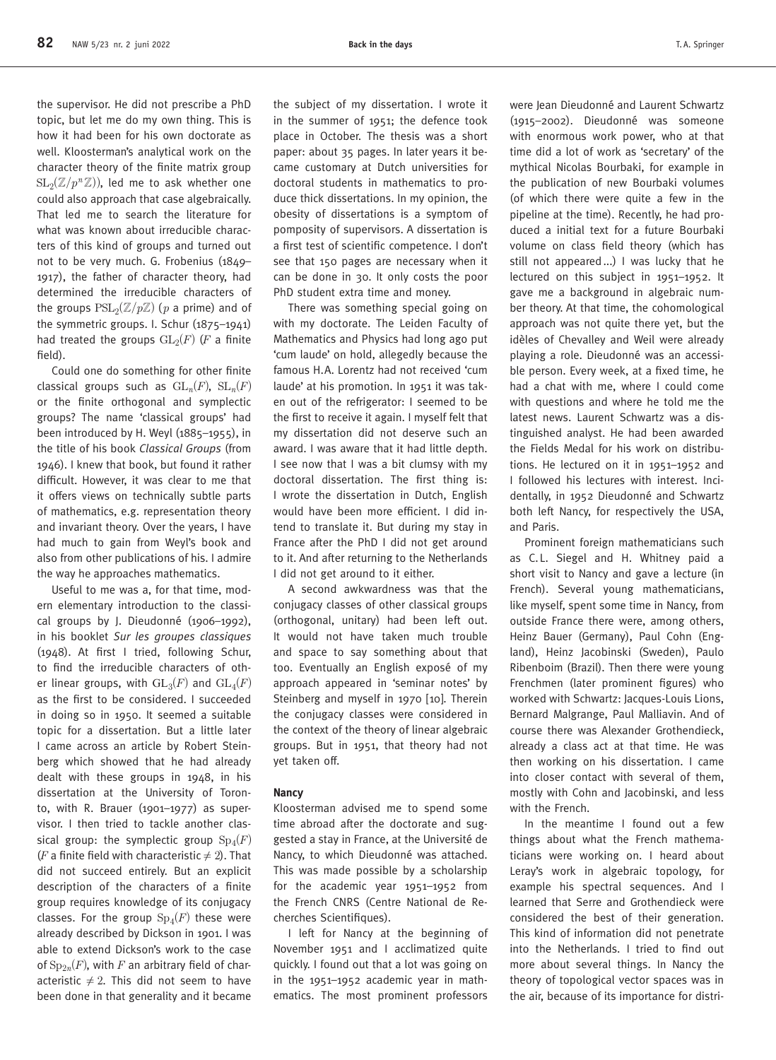the supervisor. He did not prescribe a PhD topic, but let me do my own thing. This is how it had been for his own doctorate as well. Kloosterman's analytical work on the character theory of the finite matrix group $\mathrm{SL}_2(\mathbb{Z}/p^n\mathbb{Z})$, led me to ask whether one could also approach that case algebraically. That led me to search the literature for what was known about irreducible characters of this kind of groups and turned out not to be very much. G. Frobenius (1849–1917), the father of character theory, had determined the irreducible characters of the groups $\mathrm{PSL}_2(\mathbb{Z}/p\mathbb{Z})$ ($p$ a prime) and of the symmetric groups. I. Schur (1875–1941) had treated the groups $\mathrm{GL}_2(F)$ ($F$ a finite field).

Could one do something for other finite classical groups such as $\mathrm{GL}_n(F)$, $\mathrm{SL}_n(F)$ or the finite orthogonal and symplectic groups? The name 'classical groups' had been introduced by H. Weyl (1885–1955), in the title of his book *Classical Groups* (from 1946). I knew that book, but found it rather difficult. However, it was clear to me that it offers views on technically subtle parts of mathematics, e.g. representation theory and invariant theory. Over the years, I have had much to gain from Weyl's book and also from other publications of his. I admire the way he approaches mathematics.

Useful to me was a, for that time, modern elementary introduction to the classical groups by J. Dieudonné (1906–1992), in his booklet *Sur les groupes classiques* (1948). At first I tried, following Schur, to find the irreducible characters of other linear groups, with $\mathrm{GL}_3(F)$ and $\mathrm{GL}_4(F)$ as the first to be considered. I succeeded in doing so in 1950. It seemed a suitable topic for a dissertation. But a little later I came across an article by Robert Steinberg which showed that he had already dealt with these groups in 1948, in his dissertation at the University of Toronto, with R. Brauer (1901–1977) as supervisor. I then tried to tackle another classical group: the symplectic group $\mathrm{Sp}_4(F)$ ($F$ a finite field with characteristic $\neq 2$). That did not succeed entirely. But an explicit description of the characters of a finite group requires knowledge of its conjugacy classes. For the group $\mathrm{Sp}_4(F)$ these were already described by Dickson in 1901. I was able to extend Dickson's work to the case of $\mathrm{Sp}_{2n}(F)$, with $F$ an arbitrary field of characteristic $\neq 2$. This did not seem to have been done in that generality and it became the subject of my dissertation. I wrote it in the summer of 1951; the defence took place in October. The thesis was a short paper: about 35 pages. In later years it became customary at Dutch universities for doctoral students in mathematics to produce thick dissertations. In my opinion, the obesity of dissertations is a symptom of pomposity of supervisors. A dissertation is a first test of scientific competence. I don't see that 150 pages are necessary when it can be done in 30. It only costs the poor PhD student extra time and money.

There was something special going on with my doctorate. The Leiden Faculty of Mathematics and Physics had long ago put 'cum laude' on hold, allegedly because the famous H.A. Lorentz had not received 'cum laude' at his promotion. In 1951 it was taken out of the refrigerator: I seemed to be the first to receive it again. I myself felt that my dissertation did not deserve such an award. I was aware that it had little depth. I see now that I was a bit clumsy with my doctoral dissertation. The first thing is: I wrote the dissertation in Dutch, English would have been more efficient. I did intend to translate it. But during my stay in France after the PhD I did not get around to it. And after returning to the Netherlands I did not get around to it either.

A second awkwardness was that the conjugacy classes of other classical groups (orthogonal, unitary) had been left out. It would not have taken much trouble and space to say something about that too. Eventually an English exposé of my approach appeared in 'seminar notes' by Steinberg and myself in 1970 [10]. Therein the conjugacy classes were considered in the context of the theory of linear algebraic groups. But in 1951, that theory had not yet taken off.

### Nancy

Kloosterman advised me to spend some time abroad after the doctorate and suggested a stay in France, at the Université de Nancy, to which Dieudonné was attached. This was made possible by a scholarship for the academic year 1951–1952 from the French CNRS (Centre National de Recherches Scientifiques).

I left for Nancy at the beginning of November 1951 and I acclimatized quite quickly. I found out that a lot was going on in the 1951–1952 academic year in mathematics. The most prominent professors were Jean Dieudonné and Laurent Schwartz (1915–2002). Dieudonné was someone with enormous work power, who at that time did a lot of work as 'secretary' of the mythical Nicolas Bourbaki, for example in the publication of new Bourbaki volumes (of which there were quite a few in the pipeline at the time). Recently, he had produced a initial text for a future Bourbaki volume on class field theory (which has still not appeared...) I was lucky that he lectured on this subject in 1951–1952. It gave me a background in algebraic number theory. At that time, the cohomological approach was not quite there yet, but the idèles of Chevalley and Weil were already playing a role. Dieudonné was an accessible person. Every week, at a fixed time, he had a chat with me, where I could come with questions and where he told me the latest news. Laurent Schwartz was a distinguished analyst. He had been awarded the Fields Medal for his work on distributions. He lectured on it in 1951–1952 and I followed his lectures with interest. Incidentally, in 1952 Dieudonné and Schwartz both left Nancy, for respectively the USA, and Paris.

Prominent foreign mathematicians such as C.L. Siegel and H. Whitney paid a short visit to Nancy and gave a lecture (in French). Several young mathematicians, like myself, spent some time in Nancy, from outside France there were, among others, Heinz Bauer (Germany), Paul Cohn (England), Heinz Jacobinski (Sweden), Paulo Ribenboim (Brazil). Then there were young Frenchmen (later prominent figures) who worked with Schwartz: Jacques-Louis Lions, Bernard Malgrange, Paul Malliavin. And of course there was Alexander Grothendieck, already a class act at that time. He was then working on his dissertation. I came into closer contact with several of them, mostly with Cohn and Jacobinski, and less with the French.

In the meantime I found out a few things about what the French mathematicians were working on. I heard about Leray's work in algebraic topology, for example his spectral sequences. And I learned that Serre and Grothendieck were considered the best of their generation. This kind of information did not penetrate into the Netherlands. I tried to find out more about several things. In Nancy the theory of topological vector spaces was in the air, because of its importance for distri-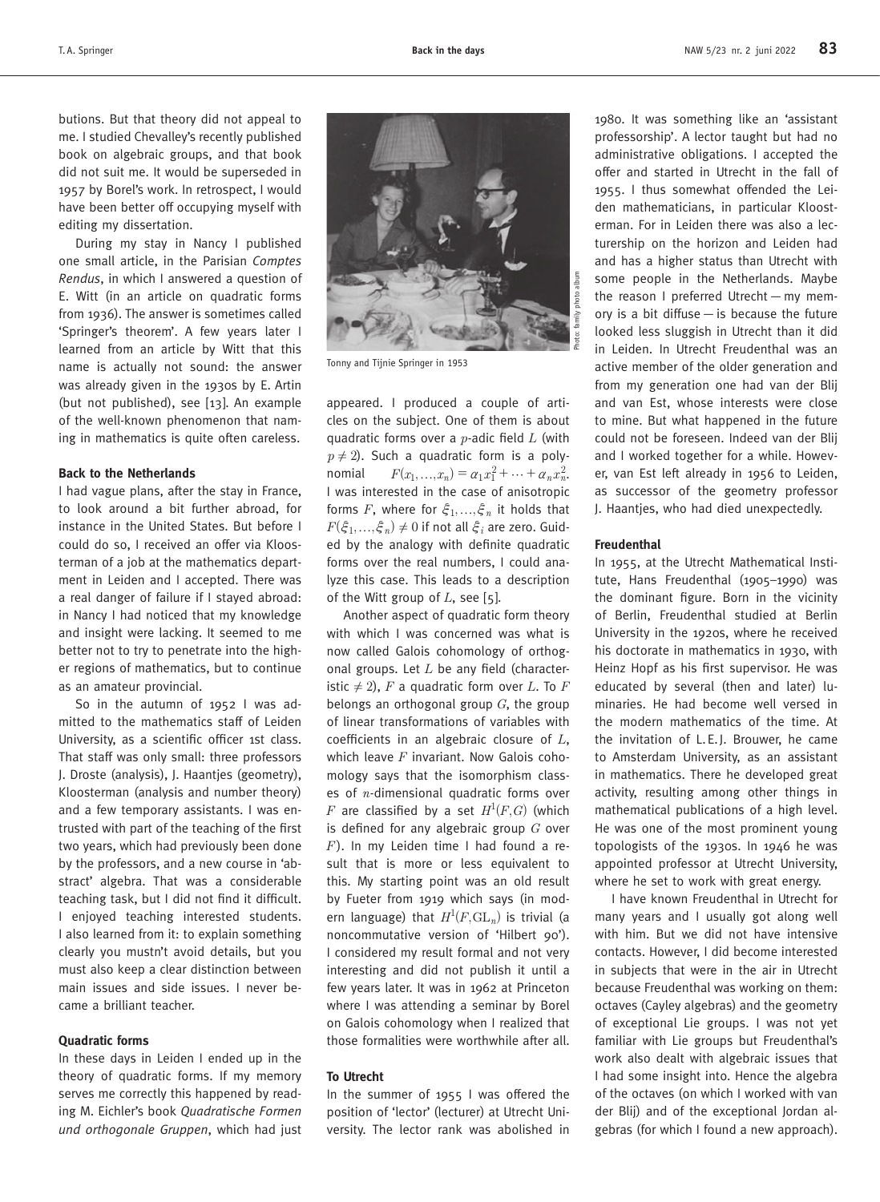butions. But that theory did not appeal to me. I studied Chevalley's recently published book on algebraic groups, and that book did not suit me. It would be superseded in 1957 by Borel's work. In retrospect, I would have been better off occupying myself with editing my dissertation.

During my stay in Nancy I published one small article, in the Parisian *Comptes Rendus*, in which I answered a question of E. Witt (in an article on quadratic forms from 1936). The answer is sometimes called 'Springer's theorem'. A few years later I learned from an article by Witt that this name is actually not sound: the answer was already given in the 1930s by E. Artin (but not published), see [13]. An example of the well-known phenomenon that naming in mathematics is quite often careless.

### Back to the Netherlands

I had vague plans, after the stay in France, to look around a bit further abroad, for instance in the United States. But before I could do so, I received an offer via Kloosterman of a job at the mathematics department in Leiden and I accepted. There was a real danger of failure if I stayed abroad: in Nancy I had noticed that my knowledge and insight were lacking. It seemed to me better not to try to penetrate into the higher regions of mathematics, but to continue as an amateur provincial.

So in the autumn of 1952 I was admitted to the mathematics staff of Leiden University, as a scientific officer 1st class. That staff was only small: three professors J. Droste (analysis), J. Haantjes (geometry), Kloosterman (analysis and number theory) and a few temporary assistants. I was entrusted with part of the teaching of the first two years, which had previously been done by the professors, and a new course in 'abstract' algebra. That was a considerable teaching task, but I did not find it difficult. I enjoyed teaching interested students. I also learned from it: to explain something clearly you mustn't avoid details, but you must also keep a clear distinction between main issues and side issues. I never became a brilliant teacher.

### Quadratic forms

In these days in Leiden I ended up in the theory of quadratic forms. If my memory serves me correctly this happened by reading M. Eichler's book *Quadratische Formen und orthogonale Gruppen*, which had just

Tonny and Tijnie Springer in 1953

appeared. I produced a couple of articles on the subject. One of them is about quadratic forms over a $p$-adic field $L$ (with $p \neq 2$). Such a quadratic form is a polynomial $F(x_1,\dots,x_n) = \alpha_1 x_1^2 + \dots + \alpha_n x_n^2$. I was interested in the case of anisotropic forms $F$, where for $\xi_1,\dots,\xi_n$ it holds that $F(\xi_1,\dots,\xi_n) \neq 0$ if not all $\xi_i$ are zero. Guided by the analogy with definite quadratic forms over the real numbers, I could analyze this case. This leads to a description of the Witt group of $L$, see [5].

Another aspect of quadratic form theory with which I was concerned was what is now called Galois cohomology of orthogonal groups. Let $L$ be any field (characteristic $\neq 2$), $F$ a quadratic form over $L$. To $F$ belongs an orthogonal group $G$, the group of linear transformations of variables with coefficients in an algebraic closure of $L$, which leave $F$ invariant. Now Galois cohomology says that the isomorphism classes of $n$-dimensional quadratic forms over $F$ are classified by a set $H^1(F,G)$ (which is defined for any algebraic group $G$ over $F$). In my Leiden time I had found a result that is more or less equivalent to this. My starting point was an old result by Fueter from 1919 which says (in modern language) that $H^1(F,\mathrm{GL}_n)$ is trivial (a noncommutative version of 'Hilbert 90'). I considered my result formal and not very interesting and did not publish it until a few years later. It was in 1962 at Princeton where I was attending a seminar by Borel on Galois cohomology when I realized that those formalities were worthwhile after all.

### To Utrecht

In the summer of 1955 I was offered the position of 'lector' (lecturer) at Utrecht University. The lector rank was abolished in 1980. It was something like an 'assistant professorship'. A lector taught but had no administrative obligations. I accepted the offer and started in Utrecht in the fall of 1955. I thus somewhat offended the Leiden mathematicians, in particular Kloosterman. For in Leiden there was also a lecturership on the horizon and Leiden had and has a higher status than Utrecht with some people in the Netherlands. Maybe the reason I preferred Utrecht — my memory is a bit diffuse — is because the future looked less sluggish in Utrecht than it did in Leiden. In Utrecht Freudenthal was an active member of the older generation and from my generation one had van der Blij and van Est, whose interests were close to mine. But what happened in the future could not be foreseen. Indeed van der Blij and I worked together for a while. However, van Est left already in 1956 to Leiden, as successor of the geometry professor J. Haantjes, who had died unexpectedly.

### Freudenthal

In 1955, at the Utrecht Mathematical Institute, Hans Freudenthal (1905–1990) was the dominant figure. Born in the vicinity of Berlin, Freudenthal studied at Berlin University in the 1920s, where he received his doctorate in mathematics in 1930, with Heinz Hopf as his first supervisor. He was educated by several (then and later) luminaries. He had become well versed in the modern mathematics of the time. At the invitation of L.E.J. Brouwer, he came to Amsterdam University, as an assistant in mathematics. There he developed great activity, resulting among other things in mathematical publications of a high level. He was one of the most prominent young topologists of the 1930s. In 1946 he was appointed professor at Utrecht University, where he set to work with great energy.

I have known Freudenthal in Utrecht for many years and I usually got along well with him. But we did not have intensive contacts. However, I did become interested in subjects that were in the air in Utrecht because Freudenthal was working on them: octaves (Cayley algebras) and the geometry of exceptional Lie groups. I was not yet familiar with Lie groups but Freudenthal's work also dealt with algebraic issues that I had some insight into. Hence the algebra of the octaves (on which I worked with van der Blij) and of the exceptional Jordan algebras (for which I found a new approach).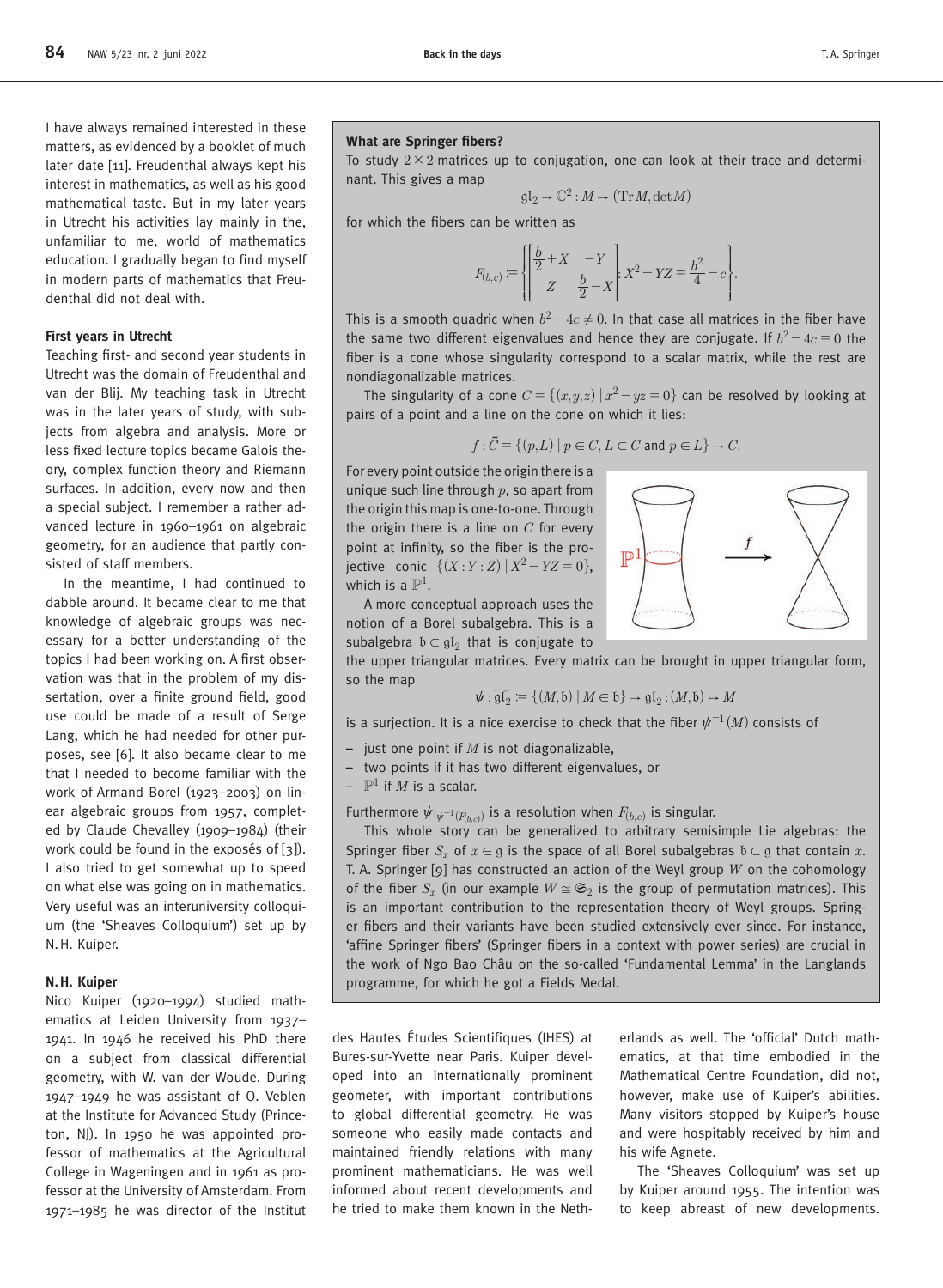I have always remained interested in these matters, as evidenced by a booklet of much later date [11]. Freudenthal always kept his interest in mathematics, as well as his good mathematical taste. But in my later years in Utrecht his activities lay mainly in the, unfamiliar to me, world of mathematics education. I gradually began to find myself in modern parts of mathematics that Freudenthal did not deal with.

### First years in Utrecht

Teaching first- and second year students in Utrecht was the domain of Freudenthal and van der Blij. My teaching task in Utrecht was in the later years of study, with subjects from algebra and analysis. More or less fixed lecture topics became Galois theory, complex function theory and Riemann surfaces. In addition, every now and then a special subject. I remember a rather advanced lecture in 1960–1961 on algebraic geometry, for an audience that partly consisted of staff members.

In the meantime, I had continued to dabble around. It became clear to me that knowledge of algebraic groups was necessary for a better understanding of the topics I had been working on. A first observation was that in the problem of my dissertation, over a finite ground field, good use could be made of a result of Serge Lang, which he had needed for other purposes, see [6]. It also became clear to me that I needed to become familiar with the work of Armand Borel (1923–2003) on linear algebraic groups from 1957, completed by Claude Chevalley (1909–1984) (their work could be found in the exposés of [3]). I also tried to get somewhat up to speed on what else was going on in mathematics. Very useful was an interuniversity colloquium (the 'Sheaves Colloquium') set up by N.H. Kuiper.

### What are Springer fibers?

To study $2 \times 2$-matrices up to conjugation, one can look at their trace and determinant. This gives a map

$$\mathfrak{gl}_2 \to \mathbb{C}^2 : M \mapsto (\operatorname{Tr} M, \det M)$$

for which the fibers can be written as

$$F_{(b,c)} := \left\{ \begin{bmatrix} \frac{b}{2}+X & -Y \\ Z & \frac{b}{2}-X \end{bmatrix} : X^2 - YZ = \frac{b^2}{4} - c \right\}.$$

This is a smooth quadric when $b^2 - 4c \neq 0$. In that case all matrices in the fiber have the same two different eigenvalues and hence they are conjugate. If $b^2 - 4c = 0$ the fiber is a cone whose singularity correspond to a scalar matrix, while the rest are nondiagonalizable matrices.

The singularity of a cone $C = \{(x,y,z) \mid x^2 - yz = 0\}$ can be resolved by looking at pairs of a point and a line on the cone on which it lies:

$$f : \tilde{C} = \{(p,L) \mid p \in C, L \subset C \text{ and } p \in L\} \to C.$$

For every point outside the origin there is a unique such line through $p$, so apart from the origin this map is one-to-one. Through the origin there is a line on $C$ for every point at infinity, so the fiber is the projective conic $\{(X : Y : Z) \mid X^2 - YZ = 0\}$, which is a $\mathbb{P}^1$.

A more conceptual approach uses the notion of a Borel subalgebra. This is a subalgebra $\mathfrak{b} \subset \mathfrak{gl}_2$ that is conjugate to the upper triangular matrices. Every matrix can be brought in upper triangular form, so the map

$$\psi : \widetilde{\mathfrak{gl}_2} := \{(M, \mathfrak{b}) \mid M \in \mathfrak{b}\} \to \mathfrak{gl}_2 : (M, \mathfrak{b}) \mapsto M$$

is a surjection. It is a nice exercise to check that the fiber $\psi^{-1}(M)$ consists of

- just one point if $M$ is not diagonalizable,
- two points if it has two different eigenvalues, or
- $\mathbb{P}^1$ if $M$ is a scalar.

Furthermore $\psi|_{\psi^{-1}(F_{(b,c)})}$ is a resolution when $F_{(b,c)}$ is singular.

This whole story can be generalized to arbitrary semisimple Lie algebras: the Springer fiber $S_x$ of $x \in \mathfrak{g}$ is the space of all Borel subalgebras $\mathfrak{b} \subset \mathfrak{g}$ that contain $x$. T. A. Springer [9] has constructed an action of the Weyl group $W$ on the cohomology of the fiber $S_x$ (in our example $W \cong \mathfrak{S}_2$ is the group of permutation matrices). This is an important contribution to the representation theory of Weyl groups. Springer fibers and their variants have been studied extensively ever since. For instance, 'affine Springer fibers' (Springer fibers in a context with power series) are crucial in the work of Ngo Bao Châu on the so-called 'Fundamental Lemma' in the Langlands programme, for which he got a Fields Medal.

### N.H. Kuiper

Nico Kuiper (1920–1994) studied mathematics at Leiden University from 1937–1941. In 1946 he received his PhD there on a subject from classical differential geometry, with W. van der Woude. During 1947–1949 he was assistant of O. Veblen at the Institute for Advanced Study (Princeton, NJ). In 1950 he was appointed professor of mathematics at the Agricultural College in Wageningen and in 1961 as professor at the University of Amsterdam. From 1971–1985 he was director of the Institut des Hautes Études Scientifiques (IHES) at Bures-sur-Yvette near Paris. Kuiper developed into an internationally prominent geometer, with important contributions to global differential geometry. He was someone who easily made contacts and maintained friendly relations with many prominent mathematicians. He was well informed about recent developments and he tried to make them known in the Netherlands as well. The 'official' Dutch mathematics, at that time embodied in the Mathematical Centre Foundation, did not, however, make use of Kuiper's abilities. Many visitors stopped by Kuiper's house and were hospitably received by him and his wife Agnete.

The 'Sheaves Colloquium' was set up by Kuiper around 1955. The intention was to keep abreast of new developments.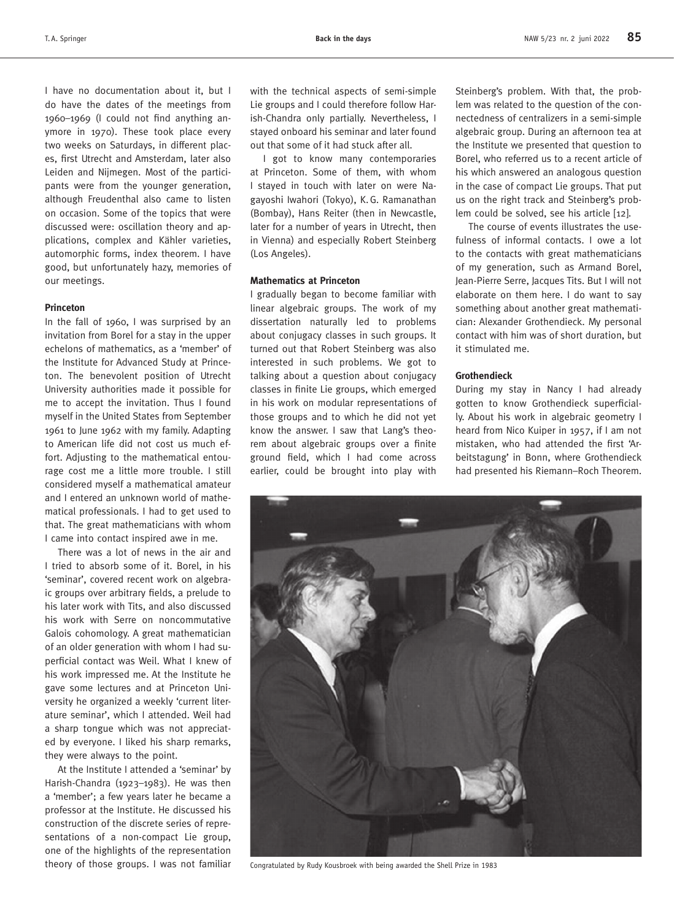I have no documentation about it, but I do have the dates of the meetings from 1960–1969 (I could not find anything anymore in 1970). These took place every two weeks on Saturdays, in different places, first Utrecht and Amsterdam, later also Leiden and Nijmegen. Most of the participants were from the younger generation, although Freudenthal also came to listen on occasion. Some of the topics that were discussed were: oscillation theory and applications, complex and Kähler varieties, automorphic forms, index theorem. I have good, but unfortunately hazy, memories of our meetings.

### Princeton

In the fall of 1960, I was surprised by an invitation from Borel for a stay in the upper echelons of mathematics, as a 'member' of the Institute for Advanced Study at Princeton. The benevolent position of Utrecht University authorities made it possible for me to accept the invitation. Thus I found myself in the United States from September 1961 to June 1962 with my family. Adapting to American life did not cost us much effort. Adjusting to the mathematical entourage cost me a little more trouble. I still considered myself a mathematical amateur and I entered an unknown world of mathematical professionals. I had to get used to that. The great mathematicians with whom I came into contact inspired awe in me.

There was a lot of news in the air and I tried to absorb some of it. Borel, in his 'seminar', covered recent work on algebraic groups over arbitrary fields, a prelude to his later work with Tits, and also discussed his work with Serre on noncommutative Galois cohomology. A great mathematician of an older generation with whom I had superficial contact was Weil. What I knew of his work impressed me. At the Institute he gave some lectures and at Princeton University he organized a weekly 'current literature seminar', which I attended. Weil had a sharp tongue which was not appreciated by everyone. I liked his sharp remarks, they were always to the point.

At the Institute I attended a 'seminar' by Harish-Chandra (1923–1983). He was then a 'member'; a few years later he became a professor at the Institute. He discussed his construction of the discrete series of representations of a non-compact Lie group, one of the highlights of the representation theory of those groups. I was not familiar with the technical aspects of semi-simple Lie groups and I could therefore follow Harish-Chandra only partially. Nevertheless, I stayed onboard his seminar and later found out that some of it had stuck after all.

I got to know many contemporaries at Princeton. Some of them, with whom I stayed in touch with later on were Nagayoshi Iwahori (Tokyo), K. G. Ramanathan (Bombay), Hans Reiter (then in Newcastle, later for a number of years in Utrecht, then in Vienna) and especially Robert Steinberg (Los Angeles).

### Mathematics at Princeton

I gradually began to become familiar with linear algebraic groups. The work of my dissertation naturally led to problems about conjugacy classes in such groups. It turned out that Robert Steinberg was also interested in such problems. We got to talking about a question about conjugacy classes in finite Lie groups, which emerged in his work on modular representations of those groups and to which he did not yet know the answer. I saw that Lang's theorem about algebraic groups over a finite ground field, which I had come across earlier, could be brought into play with Steinberg's problem. With that, the problem was related to the question of the connectedness of centralizers in a semi-simple algebraic group. During an afternoon tea at the Institute we presented that question to Borel, who referred us to a recent article of his which answered an analogous question in the case of compact Lie groups. That put us on the right track and Steinberg's problem could be solved, see his article [12].

The course of events illustrates the usefulness of informal contacts. I owe a lot to the contacts with great mathematicians of my generation, such as Armand Borel, Jean-Pierre Serre, Jacques Tits. But I will not elaborate on them here. I do want to say something about another great mathematician: Alexander Grothendieck. My personal contact with him was of short duration, but it stimulated me.

### Grothendieck

During my stay in Nancy I had already gotten to know Grothendieck superficially. About his work in algebraic geometry I heard from Nico Kuiper in 1957, if I am not mistaken, who had attended the first 'Arbeitstagung' in Bonn, where Grothendieck had presented his Riemann–Roch Theorem.

Congratulated by Rudy Kousbroek with being awarded the Shell Prize in 1983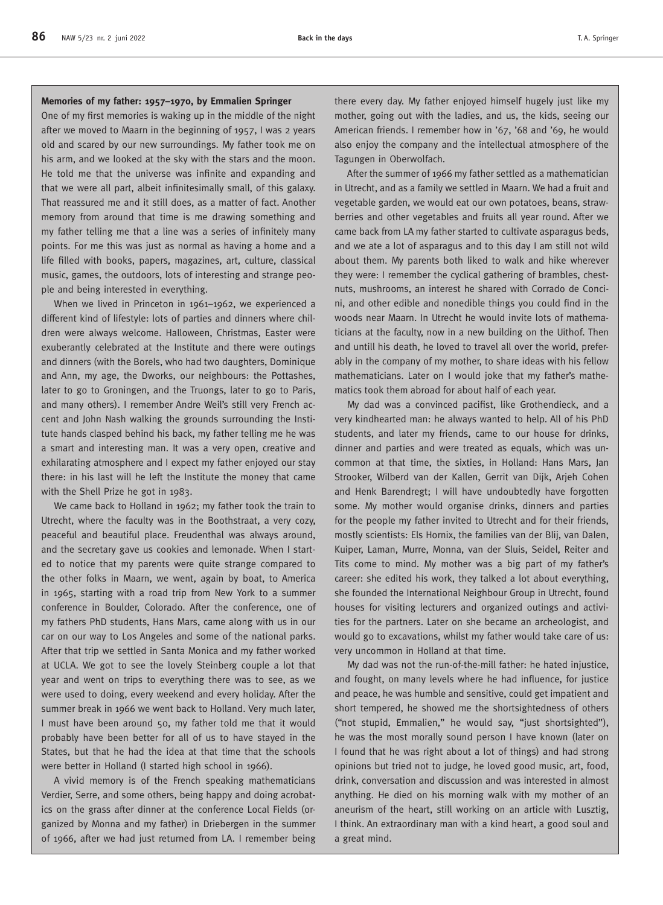**Memories of my father: 1957–1970, by Emmalien Springer**

One of my first memories is waking up in the middle of the night after we moved to Maarn in the beginning of 1957, I was 2 years old and scared by our new surroundings. My father took me on his arm, and we looked at the sky with the stars and the moon. He told me that the universe was infinite and expanding and that we were all part, albeit infinitesimally small, of this galaxy. That reassured me and it still does, as a matter of fact. Another memory from around that time is me drawing something and my father telling me that a line was a series of infinitely many points. For me this was just as normal as having a home and a life filled with books, papers, magazines, art, culture, classical music, games, the outdoors, lots of interesting and strange people and being interested in everything.

When we lived in Princeton in 1961–1962, we experienced a different kind of lifestyle: lots of parties and dinners where children were always welcome. Halloween, Christmas, Easter were exuberantly celebrated at the Institute and there were outings and dinners (with the Borels, who had two daughters, Dominique and Ann, my age, the Dworks, our neighbours: the Pottashes, later to go to Groningen, and the Truongs, later to go to Paris, and many others). I remember Andre Weil's still very French accent and John Nash walking the grounds surrounding the Institute hands clasped behind his back, my father telling me he was a smart and interesting man. It was a very open, creative and exhilarating atmosphere and I expect my father enjoyed our stay there: in his last will he left the Institute the money that came with the Shell Prize he got in 1983.

We came back to Holland in 1962; my father took the train to Utrecht, where the faculty was in the Boothstraat, a very cozy, peaceful and beautiful place. Freudenthal was always around, and the secretary gave us cookies and lemonade. When I started to notice that my parents were quite strange compared to the other folks in Maarn, we went, again by boat, to America in 1965, starting with a road trip from New York to a summer conference in Boulder, Colorado. After the conference, one of my fathers PhD students, Hans Mars, came along with us in our car on our way to Los Angeles and some of the national parks. After that trip we settled in Santa Monica and my father worked at UCLA. We got to see the lovely Steinberg couple a lot that year and went on trips to everything there was to see, as we were used to doing, every weekend and every holiday. After the summer break in 1966 we went back to Holland. Very much later, I must have been around 50, my father told me that it would probably have been better for all of us to have stayed in the States, but that he had the idea at that time that the schools were better in Holland (I started high school in 1966).

A vivid memory is of the French speaking mathematicians Verdier, Serre, and some others, being happy and doing acrobatics on the grass after dinner at the conference Local Fields (organized by Monna and my father) in Driebergen in the summer of 1966, after we had just returned from LA. I remember being there every day. My father enjoyed himself hugely just like my mother, going out with the ladies, and us, the kids, seeing our American friends. I remember how in '67, '68 and '69, he would also enjoy the company and the intellectual atmosphere of the Tagungen in Oberwolfach.

After the summer of 1966 my father settled as a mathematician in Utrecht, and as a family we settled in Maarn. We had a fruit and vegetable garden, we would eat our own potatoes, beans, strawberries and other vegetables and fruits all year round. After we came back from LA my father started to cultivate asparagus beds, and we ate a lot of asparagus and to this day I am still not wild about them. My parents both liked to walk and hike wherever they were: I remember the cyclical gathering of brambles, chestnuts, mushrooms, an interest he shared with Corrado de Concini, and other edible and nonedible things you could find in the woods near Maarn. In Utrecht he would invite lots of mathematicians at the faculty, now in a new building on the Uithof. Then and untill his death, he loved to travel all over the world, preferably in the company of my mother, to share ideas with his fellow mathematicians. Later on I would joke that my father's mathematics took them abroad for about half of each year.

My dad was a convinced pacifist, like Grothendieck, and a very kindhearted man: he always wanted to help. All of his PhD students, and later my friends, came to our house for drinks, dinner and parties and were treated as equals, which was uncommon at that time, the sixties, in Holland: Hans Mars, Jan Strooker, Wilberd van der Kallen, Gerrit van Dijk, Arjeh Cohen and Henk Barendregt; I will have undoubtedly have forgotten some. My mother would organise drinks, dinners and parties for the people my father invited to Utrecht and for their friends, mostly scientists: Els Hornix, the families van der Blij, van Dalen, Kuiper, Laman, Murre, Monna, van der Sluis, Seidel, Reiter and Tits come to mind. My mother was a big part of my father's career: she edited his work, they talked a lot about everything, she founded the International Neighbour Group in Utrecht, found houses for visiting lecturers and organized outings and activities for the partners. Later on she became an archeologist, and would go to excavations, whilst my father would take care of us: very uncommon in Holland at that time.

My dad was not the run-of-the-mill father: he hated injustice, and fought, on many levels where he had influence, for justice and peace, he was humble and sensitive, could get impatient and short tempered, he showed me the shortsightedness of others ("not stupid, Emmalien," he would say, "just shortsighted"), he was the most morally sound person I have known (later on I found that he was right about a lot of things) and had strong opinions but tried not to judge, he loved good music, art, food, drink, conversation and discussion and was interested in almost anything. He died on his morning walk with my mother of an aneurism of the heart, still working on an article with Lusztig, I think. An extraordinary man with a kind heart, a good soul and a great mind.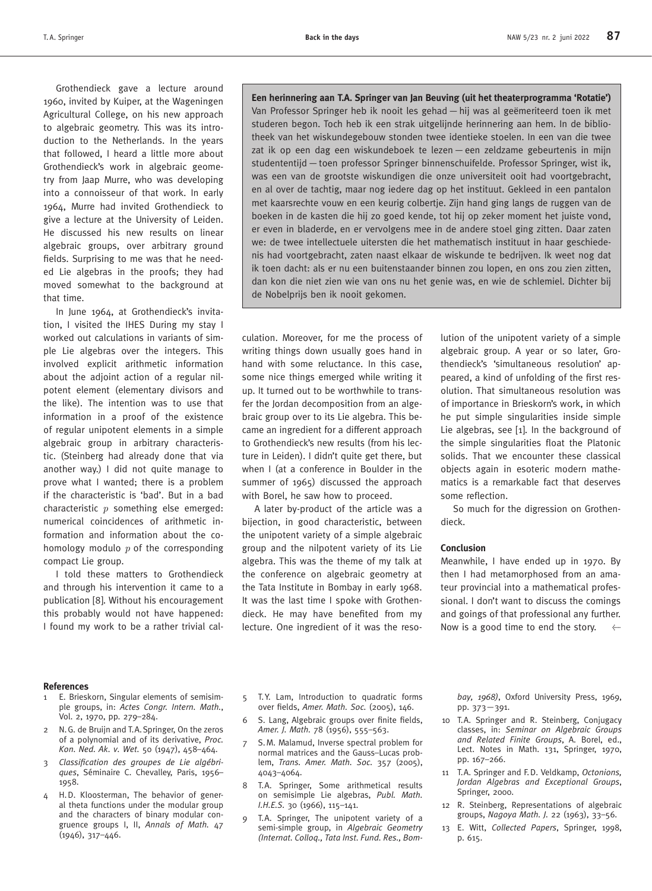Grothendieck gave a lecture around 1960, invited by Kuiper, at the Wageningen Agricultural College, on his new approach to algebraic geometry. This was its introduction to the Netherlands. In the years that followed, I heard a little more about Grothendieck's work in algebraic geometry from Jaap Murre, who was developing into a connoisseur of that work. In early 1964, Murre had invited Grothendieck to give a lecture at the University of Leiden. He discussed his new results on linear algebraic groups, over arbitrary ground fields. Surprising to me was that he needed Lie algebras in the proofs; they had moved somewhat to the background at that time.

In June 1964, at Grothendieck's invitation, I visited the IHES During my stay I worked out calculations in variants of simple Lie algebras over the integers. This involved explicit arithmetic information about the adjoint action of a regular nilpotent element (elementary divisors and the like). The intention was to use that information in a proof of the existence of regular unipotent elements in a simple algebraic group in arbitrary characteristic. (Steinberg had already done that via another way.) I did not quite manage to prove what I wanted; there is a problem if the characteristic is 'bad'. But in a bad characteristic $p$ something else emerged: numerical coincidences of arithmetic information and information about the cohomology modulo $p$ of the corresponding compact Lie group.

I told these matters to Grothendieck and through his intervention it came to a publication [8]. Without his encouragement this probably would not have happened: I found my work to be a rather trivial calculation. Moreover, for me the process of writing things down usually goes hand in hand with some reluctance. In this case, some nice things emerged while writing it up. It turned out to be worthwhile to transfer the Jordan decomposition from an algebraic group over to its Lie algebra. This became an ingredient for a different approach to Grothendieck's new results (from his lecture in Leiden). I didn't quite get there, but when I (at a conference in Boulder in the summer of 1965) discussed the approach with Borel, he saw how to proceed.

A later by-product of the article was a bijection, in good characteristic, between the unipotent variety of a simple algebraic group and the nilpotent variety of its Lie algebra. This was the theme of my talk at the conference on algebraic geometry at the Tata Institute in Bombay in early 1968. It was the last time I spoke with Grothendieck. He may have benefited from my lecture. One ingredient of it was the resolution of the unipotent variety of a simple algebraic group. A year or so later, Grothendieck's 'simultaneous resolution' appeared, a kind of unfolding of the first resolution. That simultaneous resolution was of importance in Brieskorn's work, in which he put simple singularities inside simple Lie algebras, see [1]. In the background of the simple singularities float the Platonic solids. That we encounter these classical objects again in esoteric modern mathematics is a remarkable fact that deserves some reflection.

So much for the digression on Grothendieck.

> **Een herinnering aan T.A. Springer van Jan Beuving (uit het theaterprogramma 'Rotatie')**
> Van Professor Springer heb ik nooit les gehad — hij was al geëmeriteerd toen ik met studeren begon. Toch heb ik een strak uitgelijnde herinnering aan hem. In de bibliotheek van het wiskundegebouw stonden twee identieke stoelen. In een van die twee zat ik op een dag een wiskundeboek te lezen — een zeldzame gebeurtenis in mijn studententijd — toen professor Springer binnenschuifelde. Professor Springer, wist ik, was een van de grootste wiskundigen die onze universiteit ooit had voortgebracht, en al over de tachtig, maar nog iedere dag op het instituut. Gekleed in een pantalon met kaarsrechte vouw en een keurig colbertje. Zijn hand ging langs de ruggen van de boeken in de kasten die hij zo goed kende, tot hij op zeker moment het juiste vond, er even in bladerde, en er vervolgens mee in de andere stoel ging zitten. Daar zaten we: de twee intellectuele uitersten die het mathematisch instituut in haar geschiedenis had voortgebracht, zaten naast elkaar de wiskunde te bedrijven. Ik weet nog dat ik toen dacht: als er nu een buitenstaander binnen zou lopen, en ons zou zien zitten, dan kon die niet zien wie van ons nu het genie was, en wie de schlemiel. Dichter bij de Nobelprijs ben ik nooit gekomen.

## Conclusion

Meanwhile, I have ended up in 1970. By then I had metamorphosed from an amateur provincial into a mathematical professional. I don't want to discuss the comings and goings of that professional any further. Now is a good time to end the story.

## References

1. E. Brieskorn, Singular elements of semisimple groups, in: *Actes Congr. Intern. Math.*, Vol. 2, 1970, pp. 279–284.
2. N.G. de Bruijn and T.A. Springer, On the zeros of a polynomial and of its derivative, *Proc. Kon. Ned. Ak. v. Wet.* 50 (1947), 458–464.
3. *Classification des groupes de Lie algébriques*, Séminaire C. Chevalley, Paris, 1956–1958.
4. H.D. Kloosterman, The behavior of general theta functions under the modular group and the characters of binary modular congruence groups I, II, *Annals of Math.* 47 (1946), 317–446.
5. T.Y. Lam, Introduction to quadratic forms over fields, *Amer. Math. Soc.* (2005), 146.
6. S. Lang, Algebraic groups over finite fields, *Amer. J. Math.* 78 (1956), 555–563.
7. S.M. Malamud, Inverse spectral problem for normal matrices and the Gauss–Lucas problem, *Trans. Amer. Math. Soc.* 357 (2005), 4043–4064.
8. T.A. Springer, Some arithmetical results on semisimple Lie algebras, *Publ. Math. I.H.E.S.* 30 (1966), 115–141.
9. T.A. Springer, The unipotent variety of a semi-simple group, in *Algebraic Geometry (Internat. Colloq., Tata Inst. Fund. Res., Bombay, 1968)*, Oxford University Press, 1969, pp. 373–391.
10. T.A. Springer and R. Steinberg, Conjugacy classes, in: *Seminar on Algebraic Groups and Related Finite Groups*, A. Borel, ed., Lect. Notes in Math. 131, Springer, 1970, pp. 167–266.
11. T.A. Springer and F.D. Veldkamp, *Octonions, Jordan Algebras and Exceptional Groups*, Springer, 2000.
12. R. Steinberg, Representations of algebraic groups, *Nagoya Math. J.* 22 (1963), 33–56.
13. E. Witt, *Collected Papers*, Springer, 1998, p. 615.